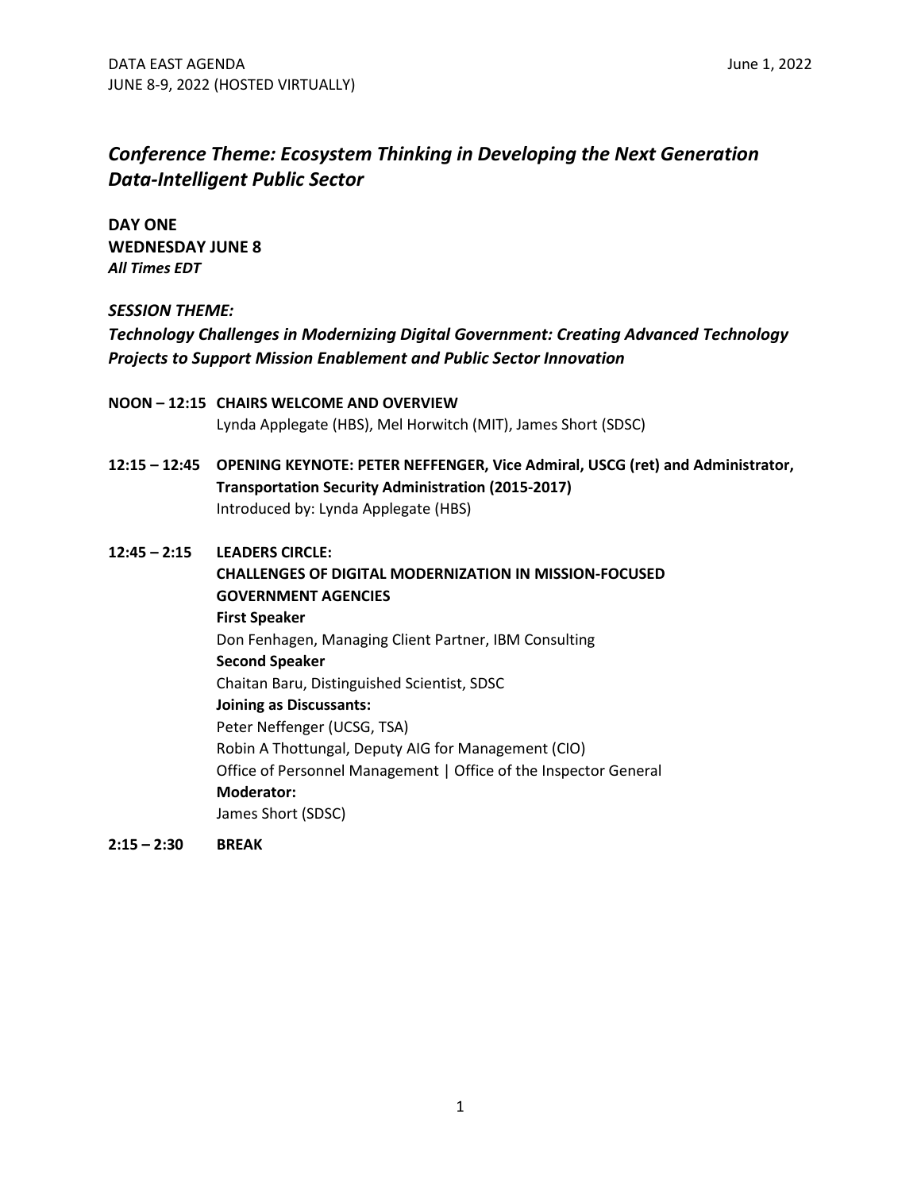DATA EAST AGENDA
JUNE 8-9, 2022 (HOSTED VIRTUALLY)

June 1, 2022

# *Conference Theme: Ecosystem Thinking in Developing the Next Generation Data-Intelligent Public Sector*

**DAY ONE**
**WEDNESDAY JUNE 8**
***All Times EDT***

***SESSION THEME:***
***Technology Challenges in Modernizing Digital Government: Creating Advanced Technology Projects to Support Mission Enablement and Public Sector Innovation***

**NOON – 12:15 CHAIRS WELCOME AND OVERVIEW**
Lynda Applegate (HBS), Mel Horwitch (MIT), James Short (SDSC)

**12:15 – 12:45 OPENING KEYNOTE: PETER NEFFENGER, Vice Admiral, USCG (ret) and Administrator, Transportation Security Administration (2015-2017)**
Introduced by: Lynda Applegate (HBS)

**12:45 – 2:15 LEADERS CIRCLE:**
**CHALLENGES OF DIGITAL MODERNIZATION IN MISSION-FOCUSED GOVERNMENT AGENCIES**

**First Speaker**
Don Fenhagen, Managing Client Partner, IBM Consulting

**Second Speaker**
Chaitan Baru, Distinguished Scientist, SDSC

**Joining as Discussants:**
Peter Neffenger (UCSG, TSA)
Robin A Thottungal, Deputy AIG for Management (CIO)
Office of Personnel Management | Office of the Inspector General

**Moderator:**
James Short (SDSC)

**2:15 – 2:30 BREAK**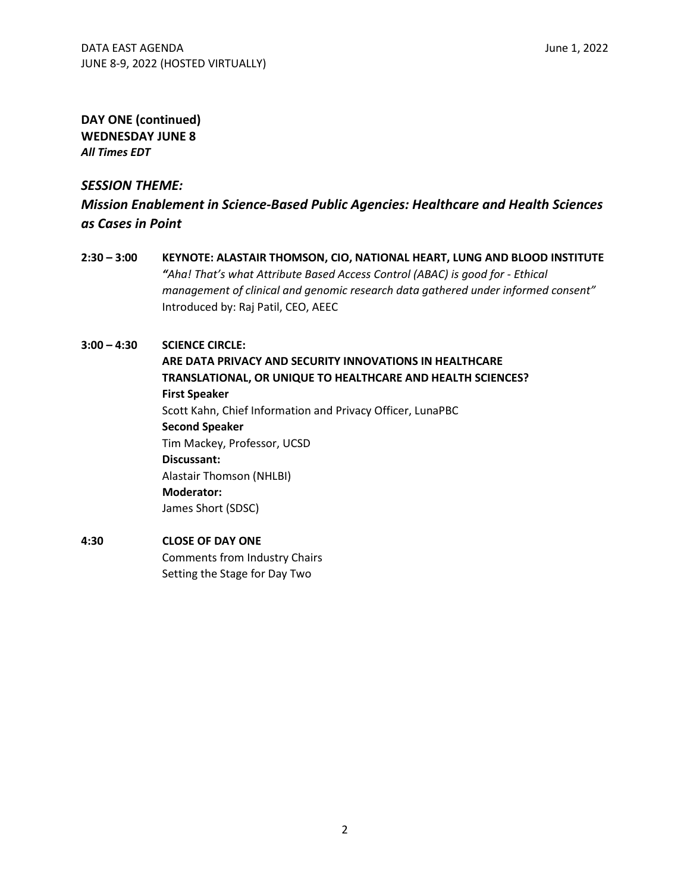**DAY ONE (continued)**
**WEDNESDAY JUNE 8**
***All Times EDT***

## *SESSION THEME: Mission Enablement in Science-Based Public Agencies: Healthcare and Health Sciences as Cases in Point*

**2:30 – 3:00** **KEYNOTE: ALASTAIR THOMSON, CIO, NATIONAL HEART, LUNG AND BLOOD INSTITUTE**
*"Aha! That's what Attribute Based Access Control (ABAC) is good for - Ethical management of clinical and genomic research data gathered under informed consent"*
Introduced by: Raj Patil, CEO, AEEC

**3:00 – 4:30** **SCIENCE CIRCLE:**
**ARE DATA PRIVACY AND SECURITY INNOVATIONS IN HEALTHCARE TRANSLATIONAL, OR UNIQUE TO HEALTHCARE AND HEALTH SCIENCES?**
**First Speaker**
Scott Kahn, Chief Information and Privacy Officer, LunaPBC
**Second Speaker**
Tim Mackey, Professor, UCSD
**Discussant:**
Alastair Thomson (NHLBI)
**Moderator:**
James Short (SDSC)

**4:30** **CLOSE OF DAY ONE**
Comments from Industry Chairs
Setting the Stage for Day Two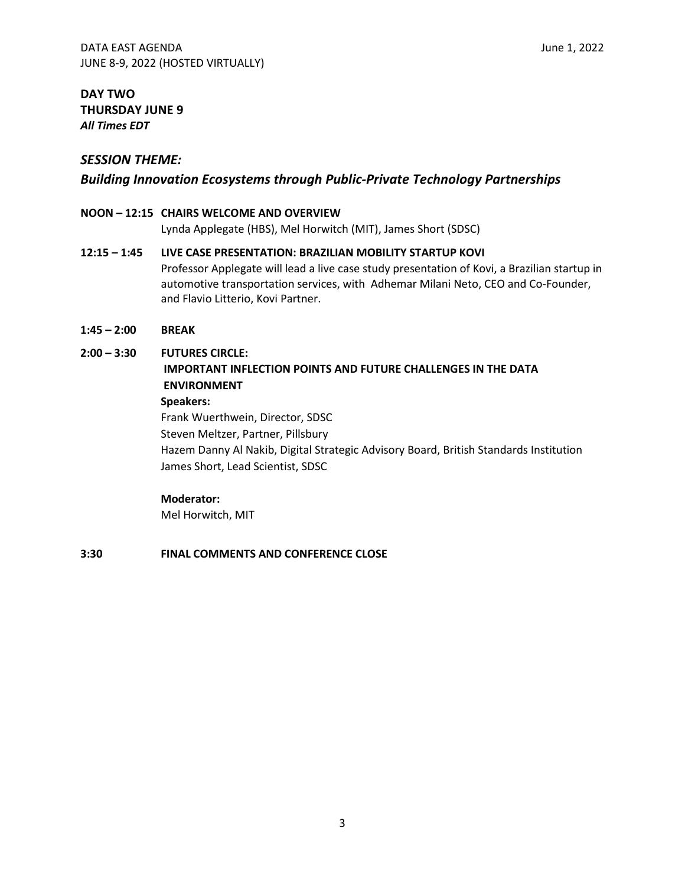**DAY TWO**
**THURSDAY JUNE 9**
***All Times EDT***

## *SESSION THEME:*
## *Building Innovation Ecosystems through Public-Private Technology Partnerships*

**NOON – 12:15 CHAIRS WELCOME AND OVERVIEW**
Lynda Applegate (HBS), Mel Horwitch (MIT), James Short (SDSC)

**12:15 – 1:45 LIVE CASE PRESENTATION: BRAZILIAN MOBILITY STARTUP KOVI**
Professor Applegate will lead a live case study presentation of Kovi, a Brazilian startup in automotive transportation services, with Adhemar Milani Neto, CEO and Co-Founder, and Flavio Litterio, Kovi Partner.

**1:45 – 2:00 BREAK**

**2:00 – 3:30 FUTURES CIRCLE:**
**IMPORTANT INFLECTION POINTS AND FUTURE CHALLENGES IN THE DATA ENVIRONMENT**

**Speakers:**
Frank Wuerthwein, Director, SDSC
Steven Meltzer, Partner, Pillsbury
Hazem Danny Al Nakib, Digital Strategic Advisory Board, British Standards Institution
James Short, Lead Scientist, SDSC

**Moderator:**
Mel Horwitch, MIT

**3:30 FINAL COMMENTS AND CONFERENCE CLOSE**